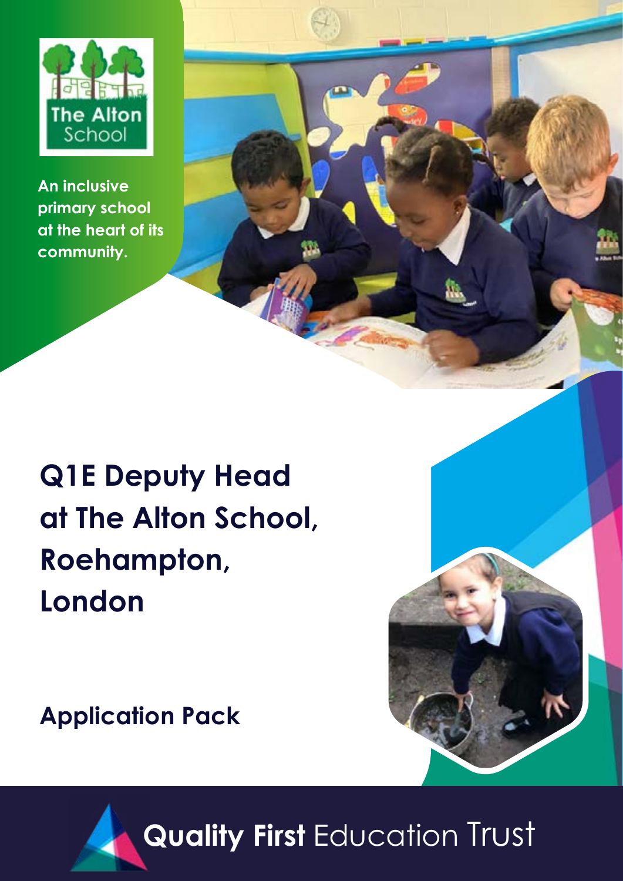The Alton School

**An inclusive primary school at the heart of its community.**

# Q1E Deputy Head at The Alton School, Roehampton, London

## Application Pack

**Quality First** Education Trust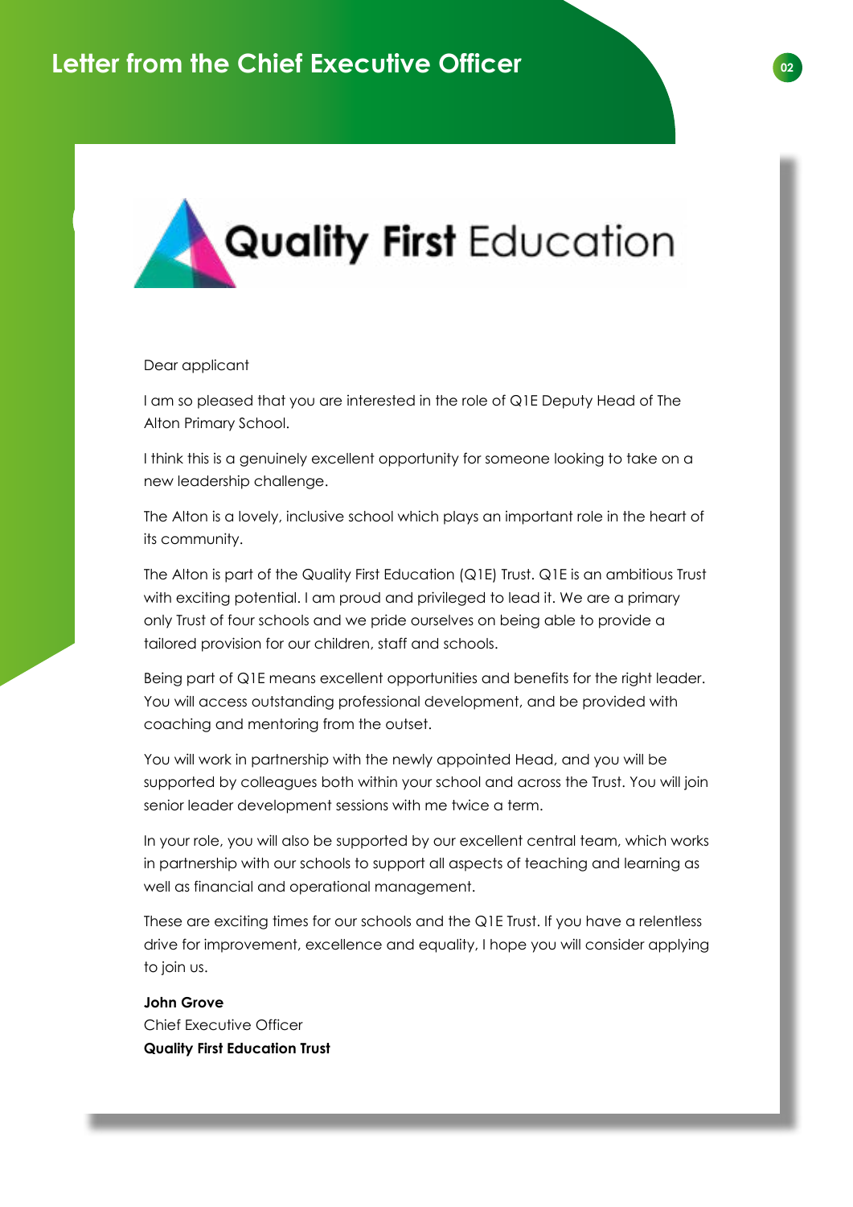# Letter from the Chief Executive Officer

Quality First Education

Dear applicant

I am so pleased that you are interested in the role of Q1E Deputy Head of The Alton Primary School.

I think this is a genuinely excellent opportunity for someone looking to take on a new leadership challenge.

The Alton is a lovely, inclusive school which plays an important role in the heart of its community.

The Alton is part of the Quality First Education (Q1E) Trust. Q1E is an ambitious Trust with exciting potential. I am proud and privileged to lead it. We are a primary only Trust of four schools and we pride ourselves on being able to provide a tailored provision for our children, staff and schools.

Being part of Q1E means excellent opportunities and benefits for the right leader. You will access outstanding professional development, and be provided with coaching and mentoring from the outset.

You will work in partnership with the newly appointed Head, and you will be supported by colleagues both within your school and across the Trust. You will join senior leader development sessions with me twice a term.

In your role, you will also be supported by our excellent central team, which works in partnership with our schools to support all aspects of teaching and learning as well as financial and operational management.

These are exciting times for our schools and the Q1E Trust. If you have a relentless drive for improvement, excellence and equality, I hope you will consider applying to join us.

**John Grove**
Chief Executive Officer
**Quality First Education Trust**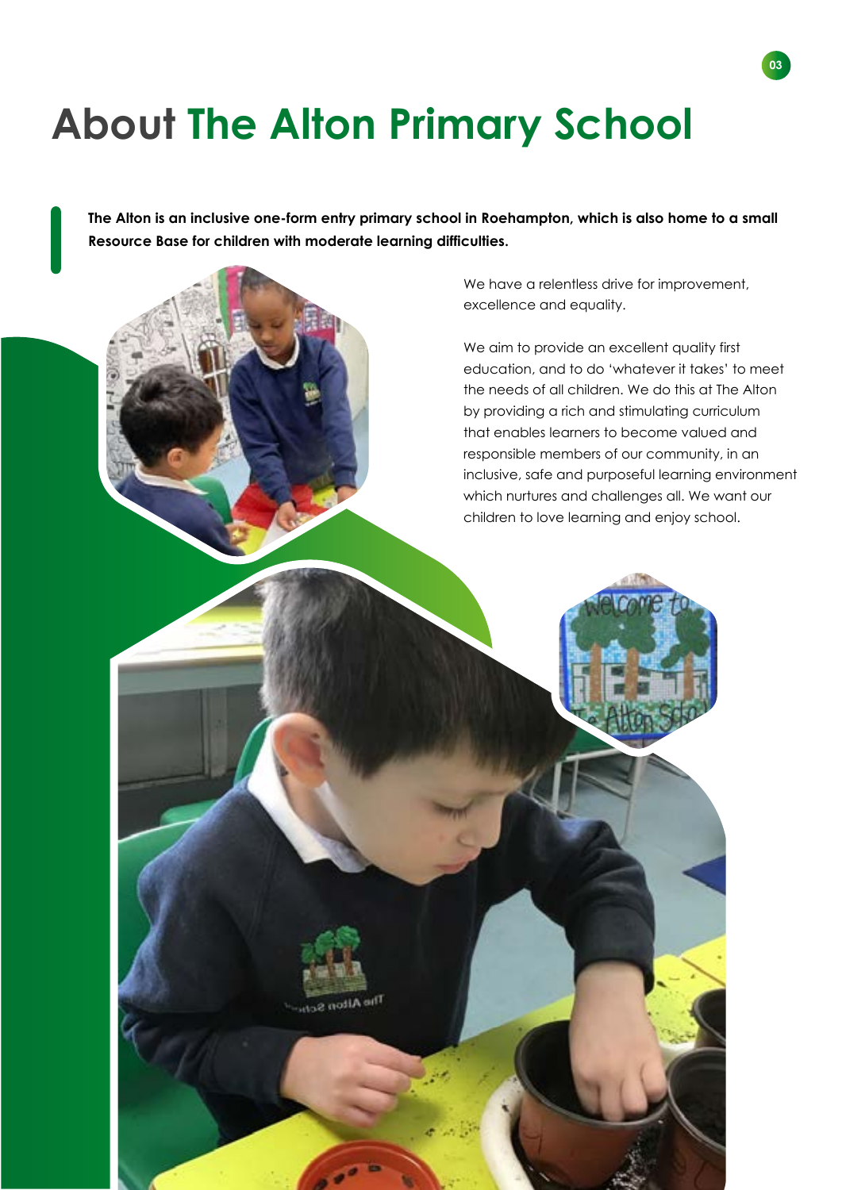# About The Alton Primary School

**The Alton is an inclusive one-form entry primary school in Roehampton, which is also home to a small Resource Base for children with moderate learning difficulties.**

We have a relentless drive for improvement, excellence and equality.

We aim to provide an excellent quality first education, and to do 'whatever it takes' to meet the needs of all children. We do this at The Alton by providing a rich and stimulating curriculum that enables learners to become valued and responsible members of our community, in an inclusive, safe and purposeful learning environment which nurtures and challenges all. We want our children to love learning and enjoy school.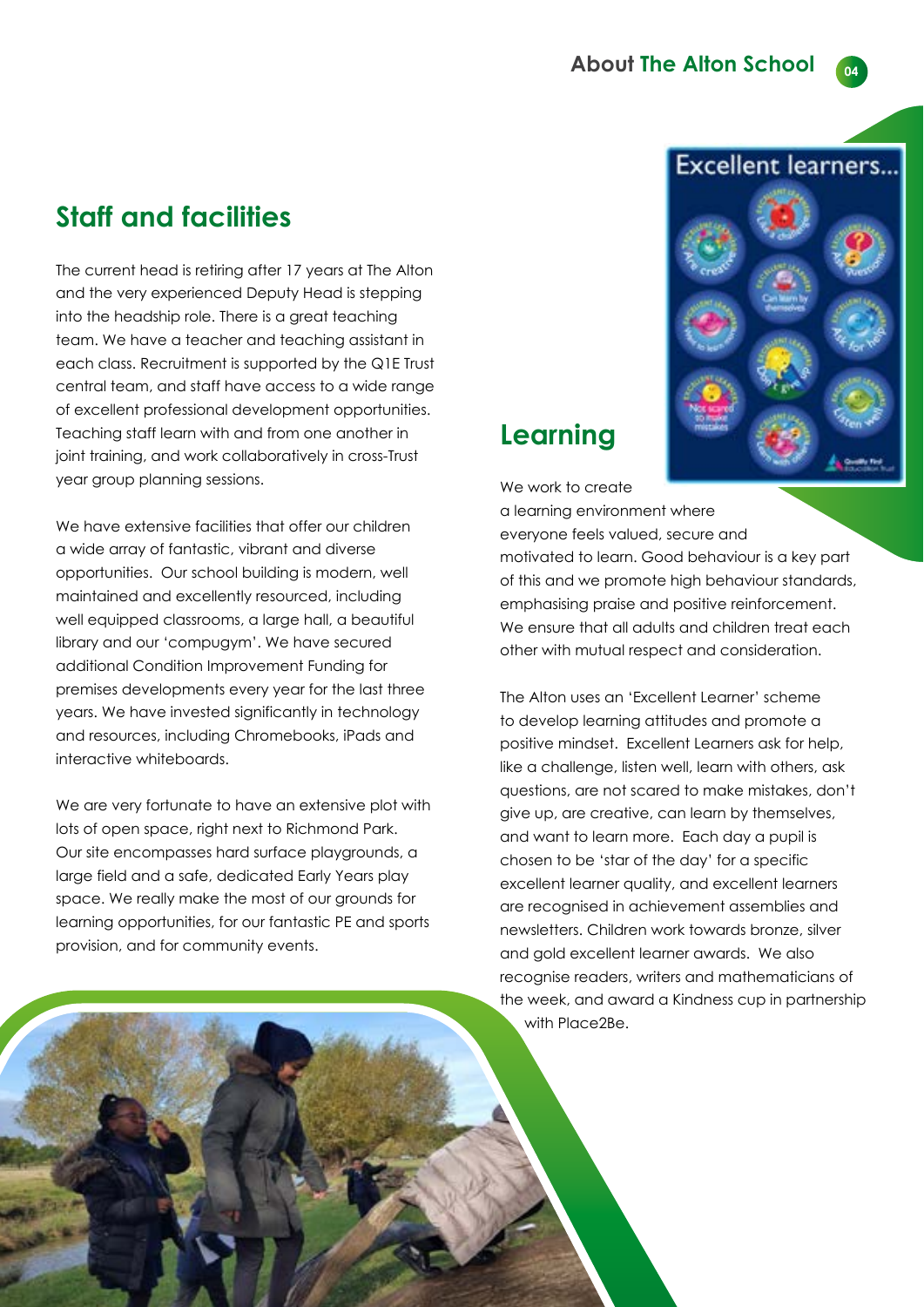## Staff and facilities

The current head is retiring after 17 years at The Alton and the very experienced Deputy Head is stepping into the headship role. There is a great teaching team. We have a teacher and teaching assistant in each class. Recruitment is supported by the Q1E Trust central team, and staff have access to a wide range of excellent professional development opportunities. Teaching staff learn with and from one another in joint training, and work collaboratively in cross-Trust year group planning sessions.

We have extensive facilities that offer our children a wide array of fantastic, vibrant and diverse opportunities. Our school building is modern, well maintained and excellently resourced, including well equipped classrooms, a large hall, a beautiful library and our 'compugym'. We have secured additional Condition Improvement Funding for premises developments every year for the last three years. We have invested significantly in technology and resources, including Chromebooks, iPads and interactive whiteboards.

We are very fortunate to have an extensive plot with lots of open space, right next to Richmond Park. Our site encompasses hard surface playgrounds, a large field and a safe, dedicated Early Years play space. We really make the most of our grounds for learning opportunities, for our fantastic PE and sports provision, and for community events.

## Learning

We work to create a learning environment where everyone feels valued, secure and motivated to learn. Good behaviour is a key part of this and we promote high behaviour standards, emphasising praise and positive reinforcement. We ensure that all adults and children treat each other with mutual respect and consideration.

The Alton uses an 'Excellent Learner' scheme to develop learning attitudes and promote a positive mindset. Excellent Learners ask for help, like a challenge, listen well, learn with others, ask questions, are not scared to make mistakes, don't give up, are creative, can learn by themselves, and want to learn more. Each day a pupil is chosen to be 'star of the day' for a specific excellent learner quality, and excellent learners are recognised in achievement assemblies and newsletters. Children work towards bronze, silver and gold excellent learner awards. We also recognise readers, writers and mathematicians of the week, and award a Kindness cup in partnership with Place2Be.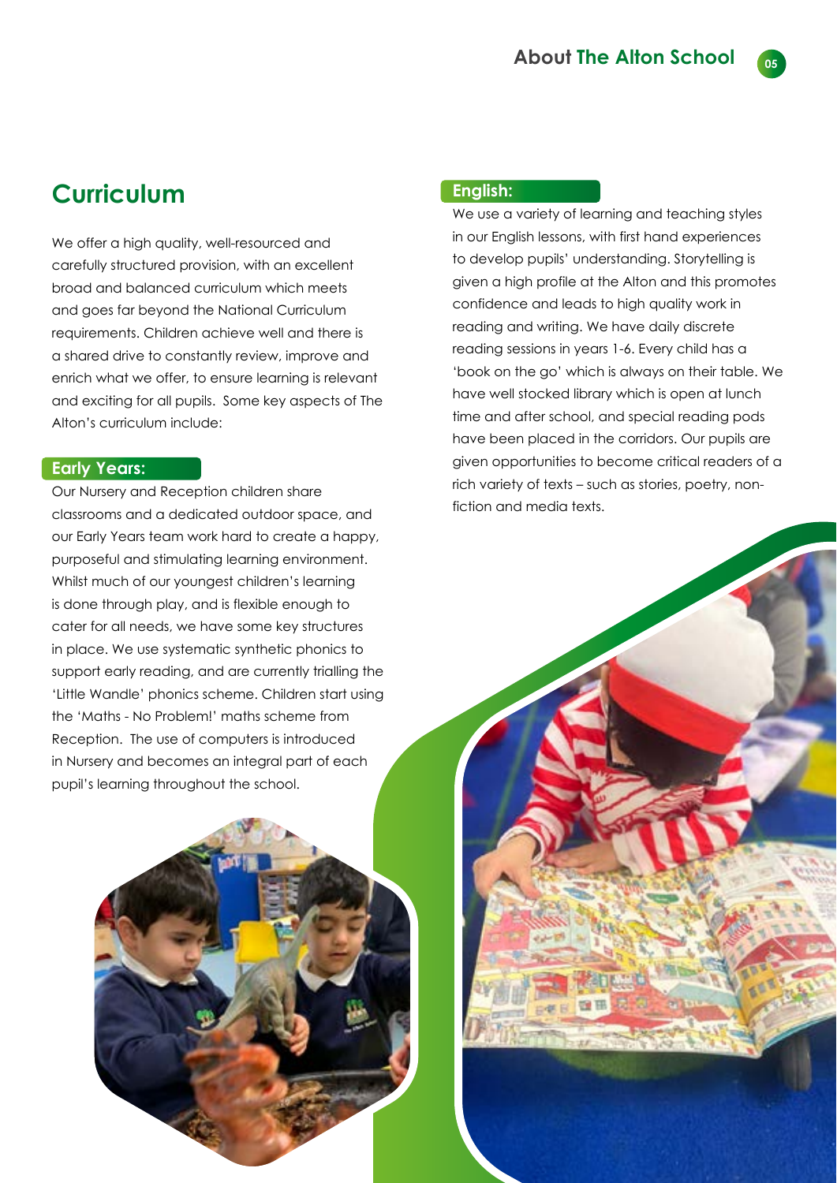## Curriculum

We offer a high quality, well-resourced and carefully structured provision, with an excellent broad and balanced curriculum which meets and goes far beyond the National Curriculum requirements. Children achieve well and there is a shared drive to constantly review, improve and enrich what we offer, to ensure learning is relevant and exciting for all pupils. Some key aspects of The Alton's curriculum include:

### Early Years:

Our Nursery and Reception children share classrooms and a dedicated outdoor space, and our Early Years team work hard to create a happy, purposeful and stimulating learning environment. Whilst much of our youngest children's learning is done through play, and is flexible enough to cater for all needs, we have some key structures in place. We use systematic synthetic phonics to support early reading, and are currently trialling the 'Little Wandle' phonics scheme. Children start using the 'Maths - No Problem!' maths scheme from Reception. The use of computers is introduced in Nursery and becomes an integral part of each pupil's learning throughout the school.

### English:

We use a variety of learning and teaching styles in our English lessons, with first hand experiences to develop pupils' understanding. Storytelling is given a high profile at the Alton and this promotes confidence and leads to high quality work in reading and writing. We have daily discrete reading sessions in years 1-6. Every child has a 'book on the go' which is always on their table. We have well stocked library which is open at lunch time and after school, and special reading pods have been placed in the corridors. Our pupils are given opportunities to become critical readers of a rich variety of texts – such as stories, poetry, non-fiction and media texts.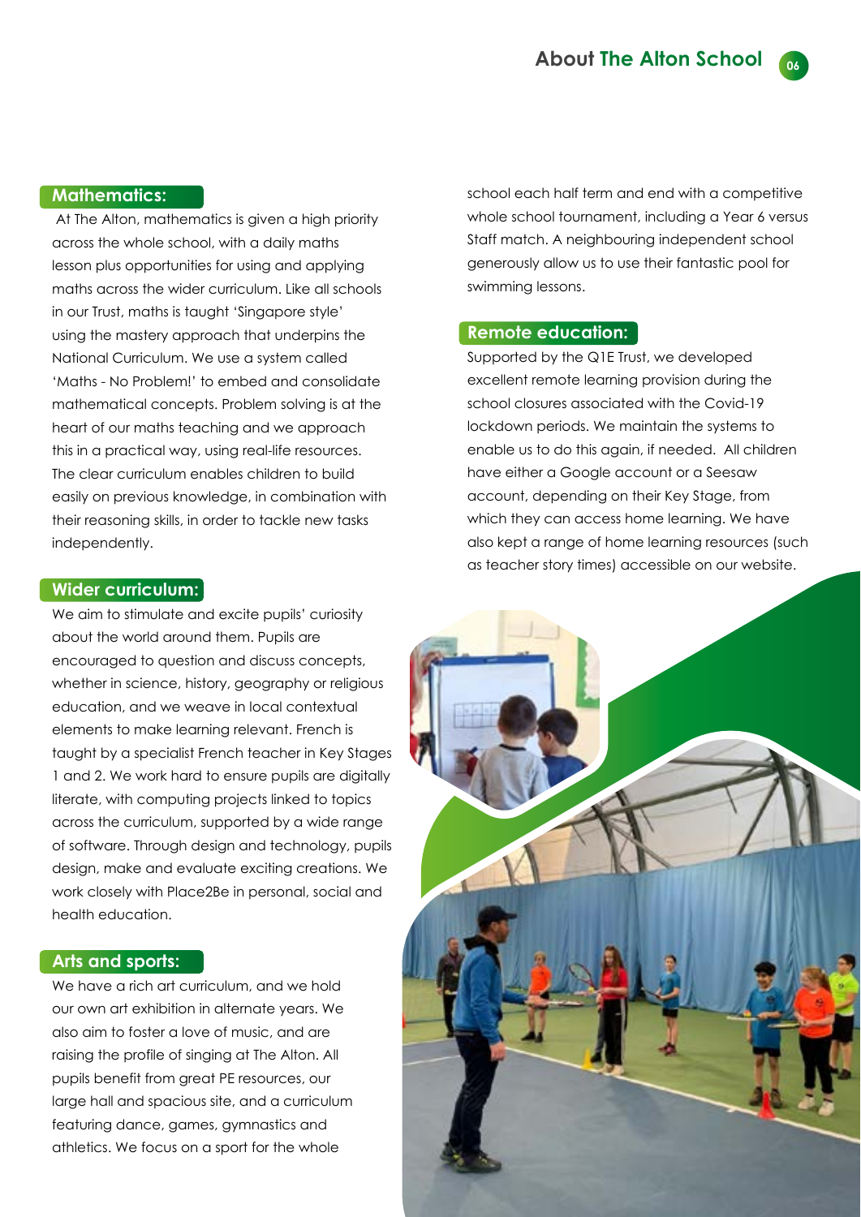## Mathematics:

At The Alton, mathematics is given a high priority across the whole school, with a daily maths lesson plus opportunities for using and applying maths across the wider curriculum. Like all schools in our Trust, maths is taught 'Singapore style' using the mastery approach that underpins the National Curriculum. We use a system called 'Maths - No Problem!' to embed and consolidate mathematical concepts. Problem solving is at the heart of our maths teaching and we approach this in a practical way, using real-life resources. The clear curriculum enables children to build easily on previous knowledge, in combination with their reasoning skills, in order to tackle new tasks independently.

## Wider curriculum:

We aim to stimulate and excite pupils' curiosity about the world around them. Pupils are encouraged to question and discuss concepts, whether in science, history, geography or religious education, and we weave in local contextual elements to make learning relevant. French is taught by a specialist French teacher in Key Stages 1 and 2. We work hard to ensure pupils are digitally literate, with computing projects linked to topics across the curriculum, supported by a wide range of software. Through design and technology, pupils design, make and evaluate exciting creations. We work closely with Place2Be in personal, social and health education.

## Arts and sports:

We have a rich art curriculum, and we hold our own art exhibition in alternate years. We also aim to foster a love of music, and are raising the profile of singing at The Alton. All pupils benefit from great PE resources, our large hall and spacious site, and a curriculum featuring dance, games, gymnastics and athletics. We focus on a sport for the whole school each half term and end with a competitive whole school tournament, including a Year 6 versus Staff match. A neighbouring independent school generously allow us to use their fantastic pool for swimming lessons.

## Remote education:

Supported by the Q1E Trust, we developed excellent remote learning provision during the school closures associated with the Covid-19 lockdown periods. We maintain the systems to enable us to do this again, if needed. All children have either a Google account or a Seesaw account, depending on their Key Stage, from which they can access home learning. We have also kept a range of home learning resources (such as teacher story times) accessible on our website.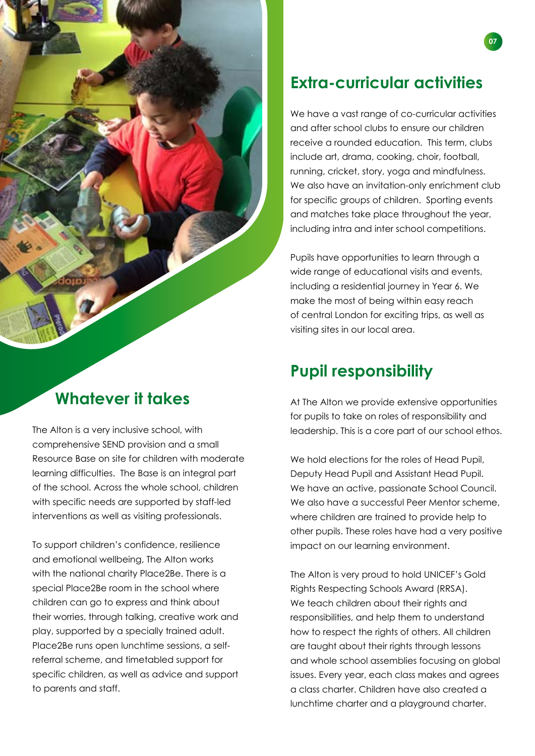## Whatever it takes

The Alton is a very inclusive school, with comprehensive SEND provision and a small Resource Base on site for children with moderate learning difficulties. The Base is an integral part of the school. Across the whole school, children with specific needs are supported by staff-led interventions as well as visiting professionals.

To support children's confidence, resilience and emotional wellbeing, The Alton works with the national charity Place2Be. There is a special Place2Be room in the school where children can go to express and think about their worries, through talking, creative work and play, supported by a specially trained adult. Place2Be runs open lunchtime sessions, a self-referral scheme, and timetabled support for specific children, as well as advice and support to parents and staff.

## Extra-curricular activities

We have a vast range of co-curricular activities and after school clubs to ensure our children receive a rounded education. This term, clubs include art, drama, cooking, choir, football, running, cricket, story, yoga and mindfulness. We also have an invitation-only enrichment club for specific groups of children. Sporting events and matches take place throughout the year, including intra and inter school competitions.

Pupils have opportunities to learn through a wide range of educational visits and events, including a residential journey in Year 6. We make the most of being within easy reach of central London for exciting trips, as well as visiting sites in our local area.

## Pupil responsibility

At The Alton we provide extensive opportunities for pupils to take on roles of responsibility and leadership. This is a core part of our school ethos.

We hold elections for the roles of Head Pupil, Deputy Head Pupil and Assistant Head Pupil. We have an active, passionate School Council. We also have a successful Peer Mentor scheme, where children are trained to provide help to other pupils. These roles have had a very positive impact on our learning environment.

The Alton is very proud to hold UNICEF's Gold Rights Respecting Schools Award (RRSA). We teach children about their rights and responsibilities, and help them to understand how to respect the rights of others. All children are taught about their rights through lessons and whole school assemblies focusing on global issues. Every year, each class makes and agrees a class charter. Children have also created a lunchtime charter and a playground charter.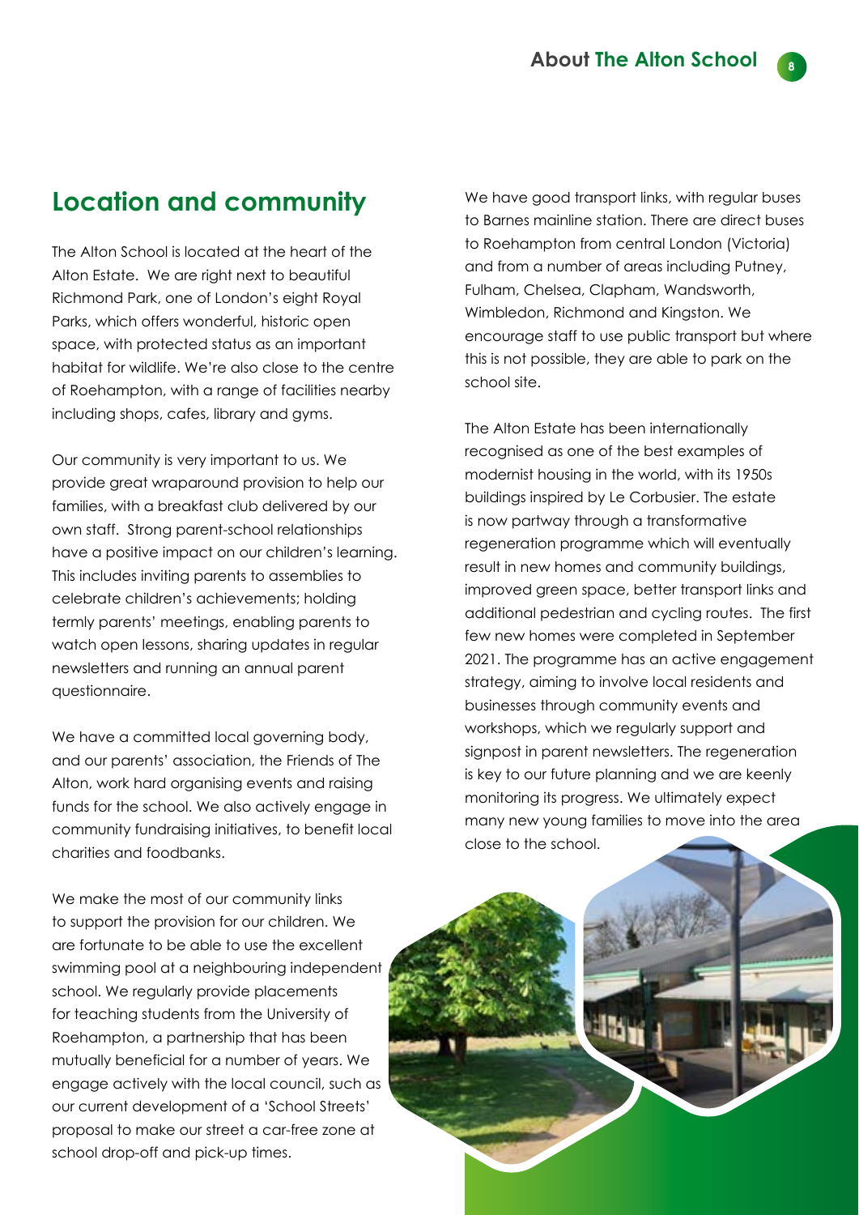## Location and community

The Alton School is located at the heart of the Alton Estate. We are right next to beautiful Richmond Park, one of London's eight Royal Parks, which offers wonderful, historic open space, with protected status as an important habitat for wildlife. We're also close to the centre of Roehampton, with a range of facilities nearby including shops, cafes, library and gyms.

Our community is very important to us. We provide great wraparound provision to help our families, with a breakfast club delivered by our own staff. Strong parent-school relationships have a positive impact on our children's learning. This includes inviting parents to assemblies to celebrate children's achievements; holding termly parents' meetings, enabling parents to watch open lessons, sharing updates in regular newsletters and running an annual parent questionnaire.

We have a committed local governing body, and our parents' association, the Friends of The Alton, work hard organising events and raising funds for the school. We also actively engage in community fundraising initiatives, to benefit local charities and foodbanks.

We make the most of our community links to support the provision for our children. We are fortunate to be able to use the excellent swimming pool at a neighbouring independent school. We regularly provide placements for teaching students from the University of Roehampton, a partnership that has been mutually beneficial for a number of years. We engage actively with the local council, such as our current development of a 'School Streets' proposal to make our street a car-free zone at school drop-off and pick-up times.

We have good transport links, with regular buses to Barnes mainline station. There are direct buses to Roehampton from central London (Victoria) and from a number of areas including Putney, Fulham, Chelsea, Clapham, Wandsworth, Wimbledon, Richmond and Kingston. We encourage staff to use public transport but where this is not possible, they are able to park on the school site.

The Alton Estate has been internationally recognised as one of the best examples of modernist housing in the world, with its 1950s buildings inspired by Le Corbusier. The estate is now partway through a transformative regeneration programme which will eventually result in new homes and community buildings, improved green space, better transport links and additional pedestrian and cycling routes. The first few new homes were completed in September 2021. The programme has an active engagement strategy, aiming to involve local residents and businesses through community events and workshops, which we regularly support and signpost in parent newsletters. The regeneration is key to our future planning and we are keenly monitoring its progress. We ultimately expect many new young families to move into the area close to the school.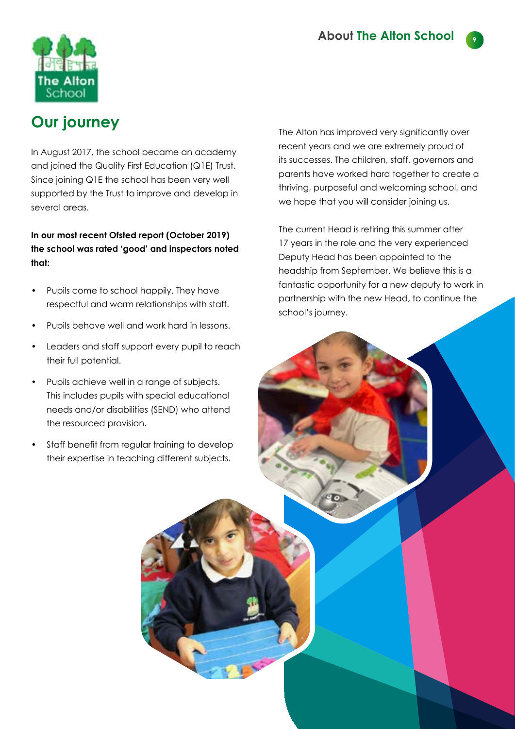## Our journey

In August 2017, the school became an academy and joined the Quality First Education (Q1E) Trust. Since joining Q1E the school has been very well supported by the Trust to improve and develop in several areas.

**In our most recent Ofsted report (October 2019) the school was rated 'good' and inspectors noted that:**

- Pupils come to school happily. They have respectful and warm relationships with staff.
- Pupils behave well and work hard in lessons.
- Leaders and staff support every pupil to reach their full potential.
- Pupils achieve well in a range of subjects. This includes pupils with special educational needs and/or disabilities (SEND) who attend the resourced provision.
- Staff benefit from regular training to develop their expertise in teaching different subjects.

The Alton has improved very significantly over recent years and we are extremely proud of its successes. The children, staff, governors and parents have worked hard together to create a thriving, purposeful and welcoming school, and we hope that you will consider joining us.

The current Head is retiring this summer after 17 years in the role and the very experienced Deputy Head has been appointed to the headship from September. We believe this is a fantastic opportunity for a new deputy to work in partnership with the new Head, to continue the school's journey.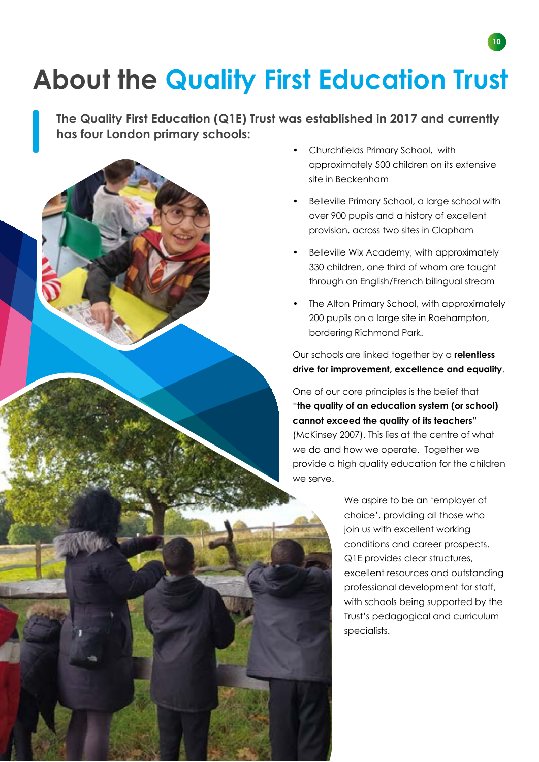# About the Quality First Education Trust

**The Quality First Education (Q1E) Trust was established in 2017 and currently has four London primary schools:**

- Churchfields Primary School, with approximately 500 children on its extensive site in Beckenham
- Belleville Primary School, a large school with over 900 pupils and a history of excellent provision, across two sites in Clapham
- Belleville Wix Academy, with approximately 330 children, one third of whom are taught through an English/French bilingual stream
- The Alton Primary School, with approximately 200 pupils on a large site in Roehampton, bordering Richmond Park.

Our schools are linked together by a **relentless drive for improvement, excellence and equality**.

One of our core principles is the belief that "**the quality of an education system (or school) cannot exceed the quality of its teachers**" (McKinsey 2007). This lies at the centre of what we do and how we operate. Together we provide a high quality education for the children we serve.

We aspire to be an 'employer of choice', providing all those who join us with excellent working conditions and career prospects. Q1E provides clear structures, excellent resources and outstanding professional development for staff, with schools being supported by the Trust's pedagogical and curriculum specialists.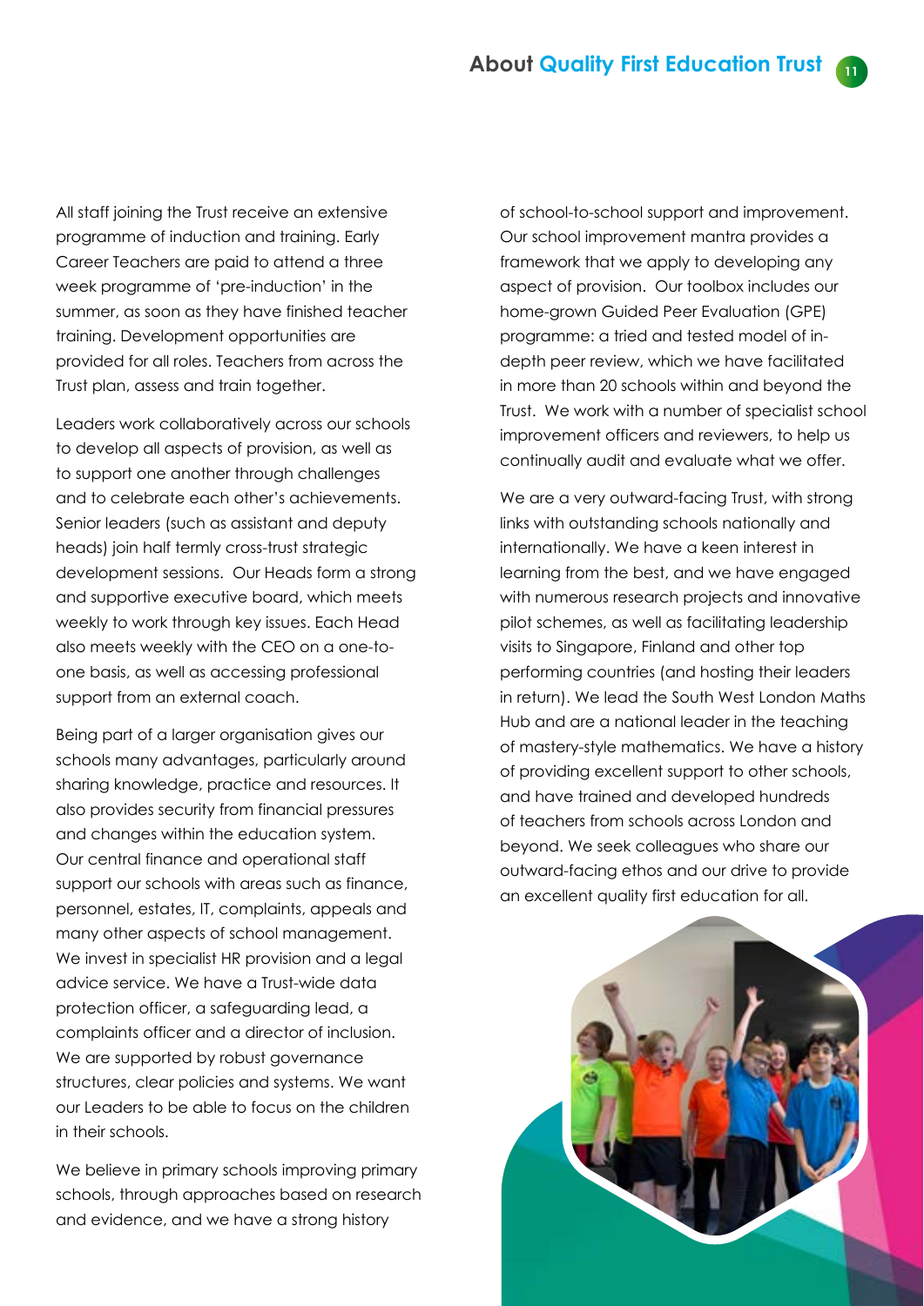All staff joining the Trust receive an extensive programme of induction and training. Early Career Teachers are paid to attend a three week programme of 'pre-induction' in the summer, as soon as they have finished teacher training. Development opportunities are provided for all roles. Teachers from across the Trust plan, assess and train together.

Leaders work collaboratively across our schools to develop all aspects of provision, as well as to support one another through challenges and to celebrate each other's achievements. Senior leaders (such as assistant and deputy heads) join half termly cross-trust strategic development sessions. Our Heads form a strong and supportive executive board, which meets weekly to work through key issues. Each Head also meets weekly with the CEO on a one-to-one basis, as well as accessing professional support from an external coach.

Being part of a larger organisation gives our schools many advantages, particularly around sharing knowledge, practice and resources. It also provides security from financial pressures and changes within the education system. Our central finance and operational staff support our schools with areas such as finance, personnel, estates, IT, complaints, appeals and many other aspects of school management. We invest in specialist HR provision and a legal advice service. We have a Trust-wide data protection officer, a safeguarding lead, a complaints officer and a director of inclusion. We are supported by robust governance structures, clear policies and systems. We want our Leaders to be able to focus on the children in their schools.

We believe in primary schools improving primary schools, through approaches based on research and evidence, and we have a strong history of school-to-school support and improvement. Our school improvement mantra provides a framework that we apply to developing any aspect of provision. Our toolbox includes our home-grown Guided Peer Evaluation (GPE) programme: a tried and tested model of in-depth peer review, which we have facilitated in more than 20 schools within and beyond the Trust. We work with a number of specialist school improvement officers and reviewers, to help us continually audit and evaluate what we offer.

We are a very outward-facing Trust, with strong links with outstanding schools nationally and internationally. We have a keen interest in learning from the best, and we have engaged with numerous research projects and innovative pilot schemes, as well as facilitating leadership visits to Singapore, Finland and other top performing countries (and hosting their leaders in return). We lead the South West London Maths Hub and are a national leader in the teaching of mastery-style mathematics. We have a history of providing excellent support to other schools, and have trained and developed hundreds of teachers from schools across London and beyond. We seek colleagues who share our outward-facing ethos and our drive to provide an excellent quality first education for all.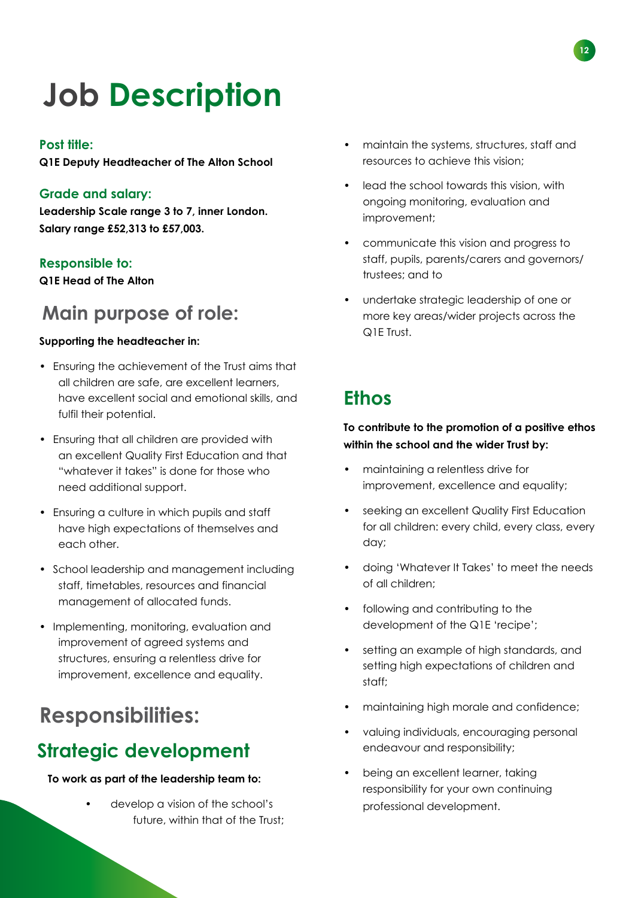# Job Description

### Post title:

**Q1E Deputy Headteacher of The Alton School**

### Grade and salary:

**Leadership Scale range 3 to 7, inner London.**
**Salary range £52,313 to £57,003.**

### Responsible to:

**Q1E Head of The Alton**

## Main purpose of role:

**Supporting the headteacher in:**

- Ensuring the achievement of the Trust aims that all children are safe, are excellent learners, have excellent social and emotional skills, and fulfil their potential.
- Ensuring that all children are provided with an excellent Quality First Education and that "whatever it takes" is done for those who need additional support.
- Ensuring a culture in which pupils and staff have high expectations of themselves and each other.
- School leadership and management including staff, timetables, resources and financial management of allocated funds.
- Implementing, monitoring, evaluation and improvement of agreed systems and structures, ensuring a relentless drive for improvement, excellence and equality.

## Responsibilities:

## Strategic development

**To work as part of the leadership team to:**

- develop a vision of the school's future, within that of the Trust;
- maintain the systems, structures, staff and resources to achieve this vision;
- lead the school towards this vision, with ongoing monitoring, evaluation and improvement;
- communicate this vision and progress to staff, pupils, parents/carers and governors/ trustees; and to
- undertake strategic leadership of one or more key areas/wider projects across the Q1E Trust.

## Ethos

**To contribute to the promotion of a positive ethos within the school and the wider Trust by:**

- maintaining a relentless drive for improvement, excellence and equality;
- seeking an excellent Quality First Education for all children: every child, every class, every day;
- doing 'Whatever It Takes' to meet the needs of all children;
- following and contributing to the development of the Q1E 'recipe';
- setting an example of high standards, and setting high expectations of children and staff;
- maintaining high morale and confidence;
- valuing individuals, encouraging personal endeavour and responsibility;
- being an excellent learner, taking responsibility for your own continuing professional development.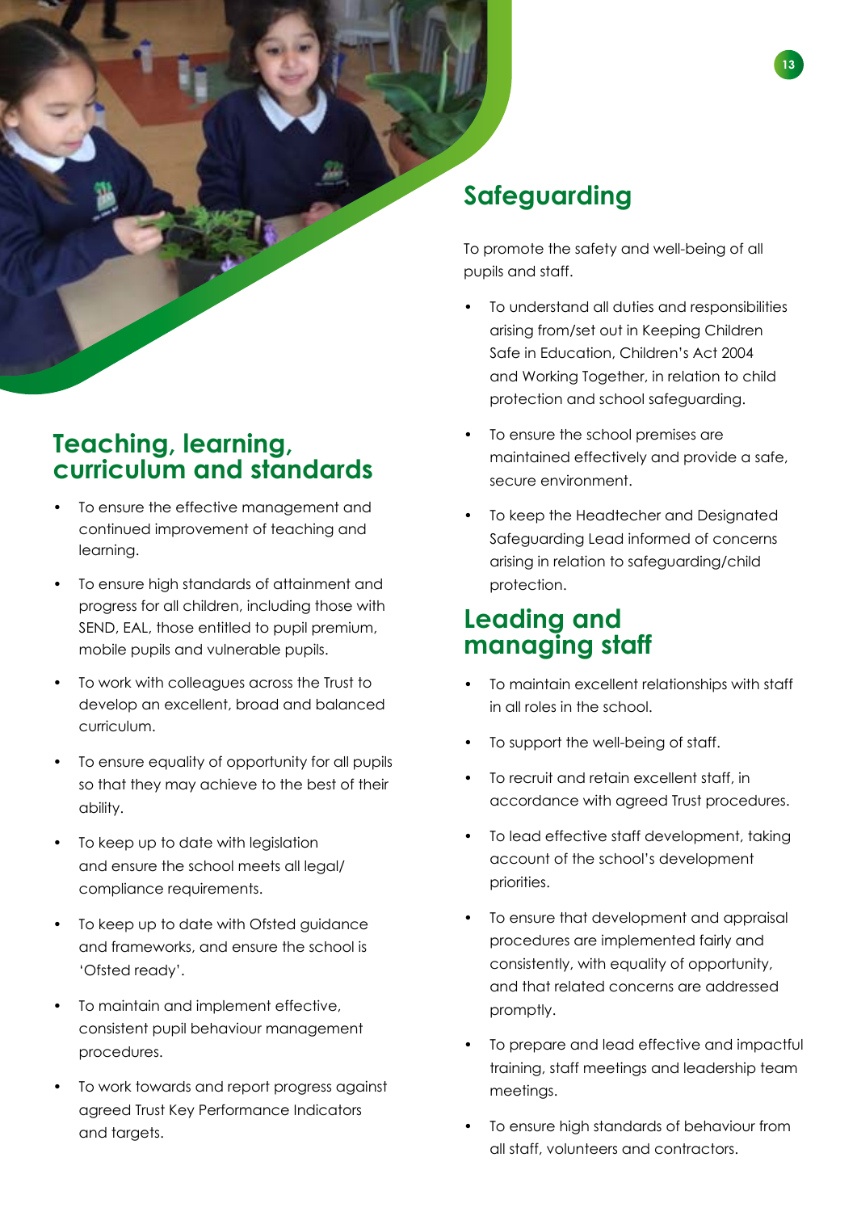## Teaching, learning, curriculum and standards

- To ensure the effective management and continued improvement of teaching and learning.
- To ensure high standards of attainment and progress for all children, including those with SEND, EAL, those entitled to pupil premium, mobile pupils and vulnerable pupils.
- To work with colleagues across the Trust to develop an excellent, broad and balanced curriculum.
- To ensure equality of opportunity for all pupils so that they may achieve to the best of their ability.
- To keep up to date with legislation and ensure the school meets all legal/ compliance requirements.
- To keep up to date with Ofsted guidance and frameworks, and ensure the school is 'Ofsted ready'.
- To maintain and implement effective, consistent pupil behaviour management procedures.
- To work towards and report progress against agreed Trust Key Performance Indicators and targets.

## Safeguarding

To promote the safety and well-being of all pupils and staff.

- To understand all duties and responsibilities arising from/set out in Keeping Children Safe in Education, Children's Act 2004 and Working Together, in relation to child protection and school safeguarding.
- To ensure the school premises are maintained effectively and provide a safe, secure environment.
- To keep the Headtecher and Designated Safeguarding Lead informed of concerns arising in relation to safeguarding/child protection.

## Leading and managing staff

- To maintain excellent relationships with staff in all roles in the school.
- To support the well-being of staff.
- To recruit and retain excellent staff, in accordance with agreed Trust procedures.
- To lead effective staff development, taking account of the school's development priorities.
- To ensure that development and appraisal procedures are implemented fairly and consistently, with equality of opportunity, and that related concerns are addressed promptly.
- To prepare and lead effective and impactful training, staff meetings and leadership team meetings.
- To ensure high standards of behaviour from all staff, volunteers and contractors.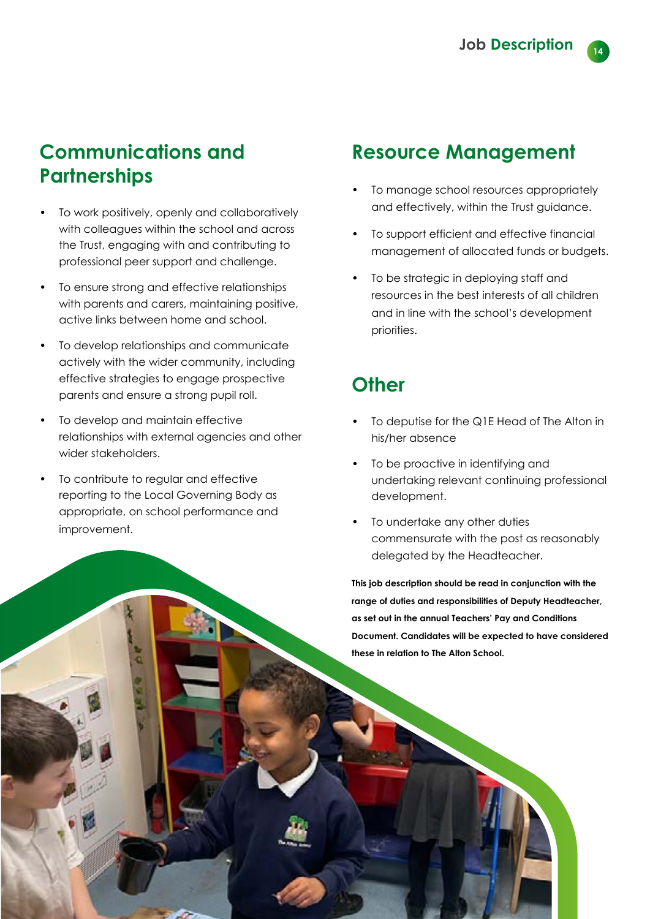## Communications and Partnerships

- To work positively, openly and collaboratively with colleagues within the school and across the Trust, engaging with and contributing to professional peer support and challenge.
- To ensure strong and effective relationships with parents and carers, maintaining positive, active links between home and school.
- To develop relationships and communicate actively with the wider community, including effective strategies to engage prospective parents and ensure a strong pupil roll.
- To develop and maintain effective relationships with external agencies and other wider stakeholders.
- To contribute to regular and effective reporting to the Local Governing Body as appropriate, on school performance and improvement.

## Resource Management

- To manage school resources appropriately and effectively, within the Trust guidance.
- To support efficient and effective financial management of allocated funds or budgets.
- To be strategic in deploying staff and resources in the best interests of all children and in line with the school's development priorities.

## Other

- To deputise for the Q1E Head of The Alton in his/her absence
- To be proactive in identifying and undertaking relevant continuing professional development.
- To undertake any other duties commensurate with the post as reasonably delegated by the Headteacher.

**This job description should be read in conjunction with the range of duties and responsibilities of Deputy Headteacher, as set out in the annual Teachers' Pay and Conditions Document. Candidates will be expected to have considered these in relation to The Alton School.**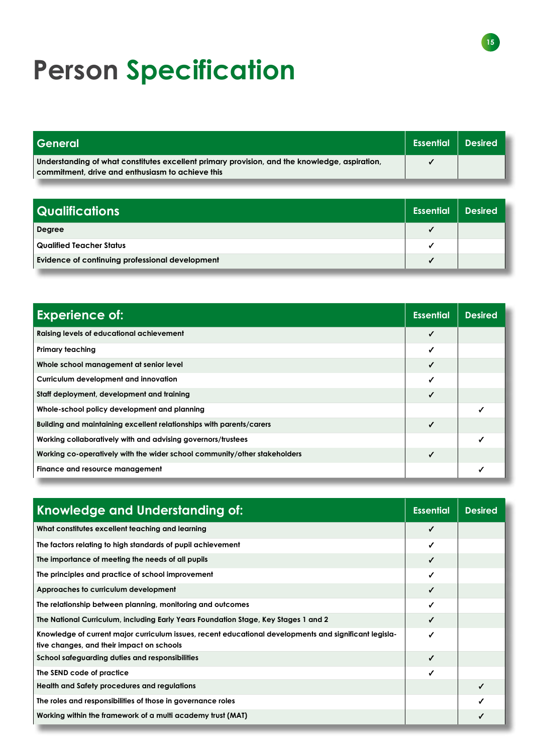# Person Specification

| General | Essential | Desired |
|---|---|---|
| Understanding of what constitutes excellent primary provision, and the knowledge, aspiration, commitment, drive and enthusiasm to achieve this | ✓ | |

| Qualifications | Essential | Desired |
|---|---|---|
| Degree | ✓ | |
| Qualified Teacher Status | ✓ | |
| Evidence of continuing professional development | ✓ | |

| Experience of: | Essential | Desired |
|---|---|---|
| Raising levels of educational achievement | ✓ | |
| Primary teaching | ✓ | |
| Whole school management at senior level | ✓ | |
| Curriculum development and innovation | ✓ | |
| Staff deployment, development and training | ✓ | |
| Whole-school policy development and planning | | ✓ |
| Building and maintaining excellent relationships with parents/carers | ✓ | |
| Working collaboratively with and advising governors/trustees | | ✓ |
| Working co-operatively with the wider school community/other stakeholders | ✓ | |
| Finance and resource management | | ✓ |

| Knowledge and Understanding of: | Essential | Desired |
|---|---|---|
| What constitutes excellent teaching and learning | ✓ | |
| The factors relating to high standards of pupil achievement | ✓ | |
| The importance of meeting the needs of all pupils | ✓ | |
| The principles and practice of school improvement | ✓ | |
| Approaches to curriculum development | ✓ | |
| The relationship between planning, monitoring and outcomes | ✓ | |
| The National Curriculum, including Early Years Foundation Stage, Key Stages 1 and 2 | ✓ | |
| Knowledge of current major curriculum issues, recent educational developments and significant legislative changes, and their impact on schools | ✓ | |
| School safeguarding duties and responsibilities | ✓ | |
| The SEND code of practice | ✓ | |
| Health and Safety procedures and regulations | | ✓ |
| The roles and responsibilities of those in governance roles | | ✓ |
| Working within the framework of a multi academy trust (MAT) | | ✓ |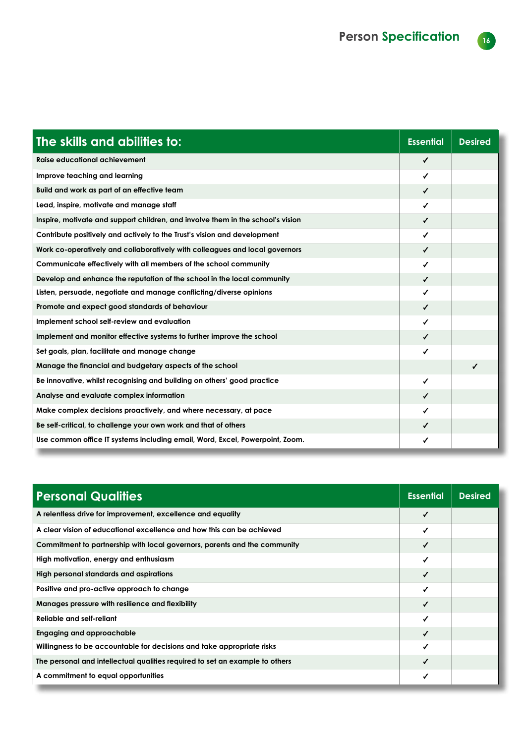# Person Specification

| The skills and abilities to: | Essential | Desired |
|---|---|---|
| Raise educational achievement | ✓ | |
| Improve teaching and learning | ✓ | |
| Build and work as part of an effective team | ✓ | |
| Lead, inspire, motivate and manage staff | ✓ | |
| Inspire, motivate and support children, and involve them in the school's vision | ✓ | |
| Contribute positively and actively to the Trust's vision and development | ✓ | |
| Work co-operatively and collaboratively with colleagues and local governors | ✓ | |
| Communicate effectively with all members of the school community | ✓ | |
| Develop and enhance the reputation of the school in the local community | ✓ | |
| Listen, persuade, negotiate and manage conflicting/diverse opinions | ✓ | |
| Promote and expect good standards of behaviour | ✓ | |
| Implement school self-review and evaluation | ✓ | |
| Implement and monitor effective systems to further improve the school | ✓ | |
| Set goals, plan, facilitate and manage change | ✓ | |
| Manage the financial and budgetary aspects of the school | | ✓ |
| Be innovative, whilst recognising and building on others' good practice | ✓ | |
| Analyse and evaluate complex information | ✓ | |
| Make complex decisions proactively, and where necessary, at pace | ✓ | |
| Be self-critical, to challenge your own work and that of others | ✓ | |
| Use common office IT systems including email, Word, Excel, Powerpoint, Zoom. | ✓ | |

| Personal Qualities | Essential | Desired |
|---|---|---|
| A relentless drive for improvement, excellence and equality | ✓ | |
| A clear vision of educational excellence and how this can be achieved | ✓ | |
| Commitment to partnership with local governors, parents and the community | ✓ | |
| High motivation, energy and enthusiasm | ✓ | |
| High personal standards and aspirations | ✓ | |
| Positive and pro-active approach to change | ✓ | |
| Manages pressure with resilience and flexibility | ✓ | |
| Reliable and self-reliant | ✓ | |
| Engaging and approachable | ✓ | |
| Willingness to be accountable for decisions and take appropriate risks | ✓ | |
| The personal and intellectual qualities required to set an example to others | ✓ | |
| A commitment to equal opportunities | ✓ | |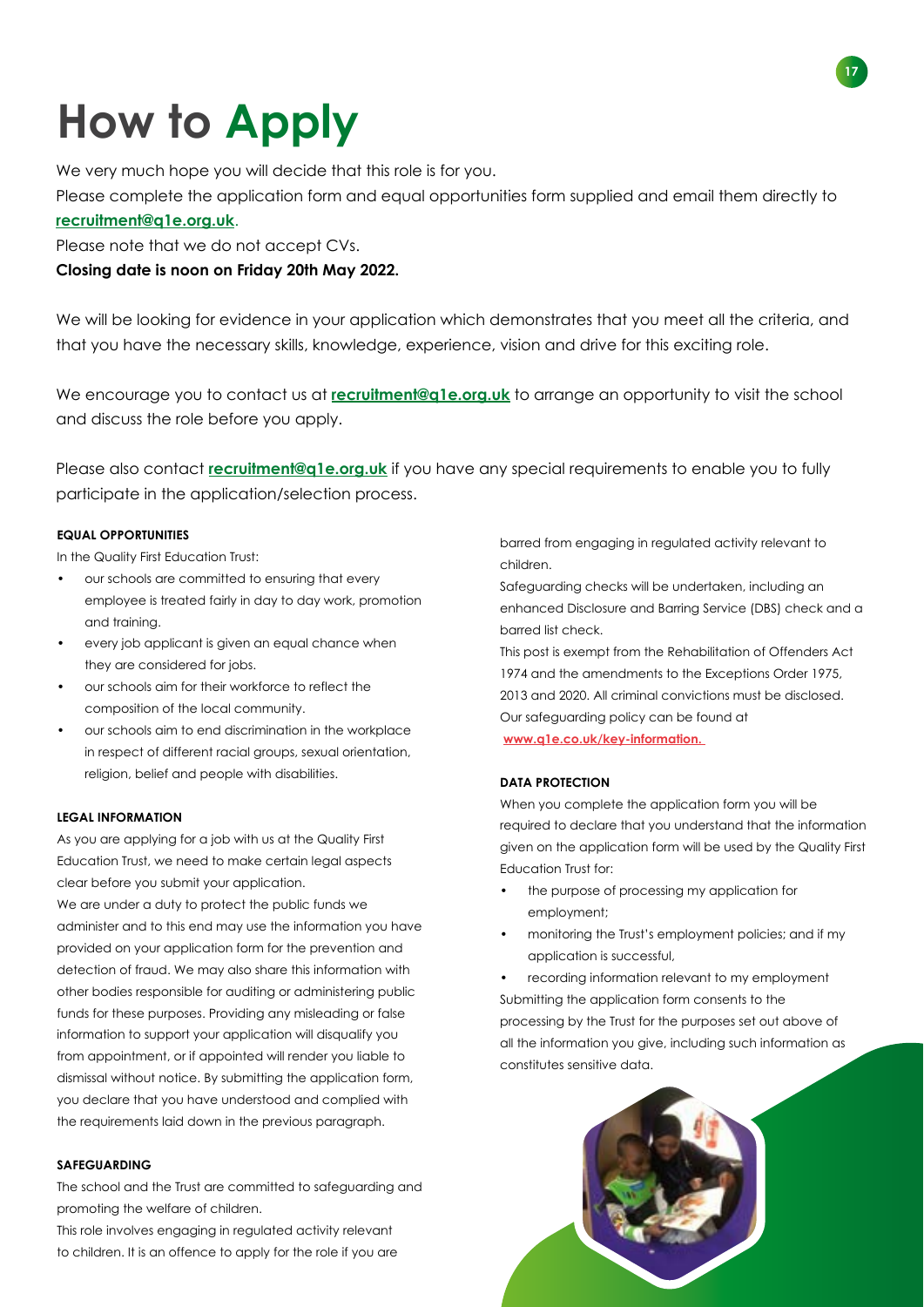# How to Apply

We very much hope you will decide that this role is for you.

Please complete the application form and equal opportunities form supplied and email them directly to **recruitment@q1e.org.uk**.

Please note that we do not accept CVs.

**Closing date is noon on Friday 20th May 2022.**

We will be looking for evidence in your application which demonstrates that you meet all the criteria, and that you have the necessary skills, knowledge, experience, vision and drive for this exciting role.

We encourage you to contact us at **recruitment@q1e.org.uk** to arrange an opportunity to visit the school and discuss the role before you apply.

Please also contact **recruitment@q1e.org.uk** if you have any special requirements to enable you to fully participate in the application/selection process.

#### EQUAL OPPORTUNITIES

In the Quality First Education Trust:

- our schools are committed to ensuring that every employee is treated fairly in day to day work, promotion and training.
- every job applicant is given an equal chance when they are considered for jobs.
- our schools aim for their workforce to reflect the composition of the local community.
- our schools aim to end discrimination in the workplace in respect of different racial groups, sexual orientation, religion, belief and people with disabilities.

#### LEGAL INFORMATION

As you are applying for a job with us at the Quality First Education Trust, we need to make certain legal aspects clear before you submit your application.

We are under a duty to protect the public funds we administer and to this end may use the information you have provided on your application form for the prevention and detection of fraud. We may also share this information with other bodies responsible for auditing or administering public funds for these purposes. Providing any misleading or false information to support your application will disqualify you from appointment, or if appointed will render you liable to dismissal without notice. By submitting the application form, you declare that you have understood and complied with the requirements laid down in the previous paragraph.

#### SAFEGUARDING

The school and the Trust are committed to safeguarding and promoting the welfare of children.

This role involves engaging in regulated activity relevant to children. It is an offence to apply for the role if you are barred from engaging in regulated activity relevant to children.

Safeguarding checks will be undertaken, including an enhanced Disclosure and Barring Service (DBS) check and a barred list check.

This post is exempt from the Rehabilitation of Offenders Act 1974 and the amendments to the Exceptions Order 1975, 2013 and 2020. All criminal convictions must be disclosed. Our safeguarding policy can be found at **www.q1e.co.uk/key-information.**

#### DATA PROTECTION

When you complete the application form you will be required to declare that you understand that the information given on the application form will be used by the Quality First Education Trust for:

- the purpose of processing my application for employment;
- monitoring the Trust's employment policies; and if my application is successful,
- recording information relevant to my employment

Submitting the application form consents to the processing by the Trust for the purposes set out above of all the information you give, including such information as constitutes sensitive data.